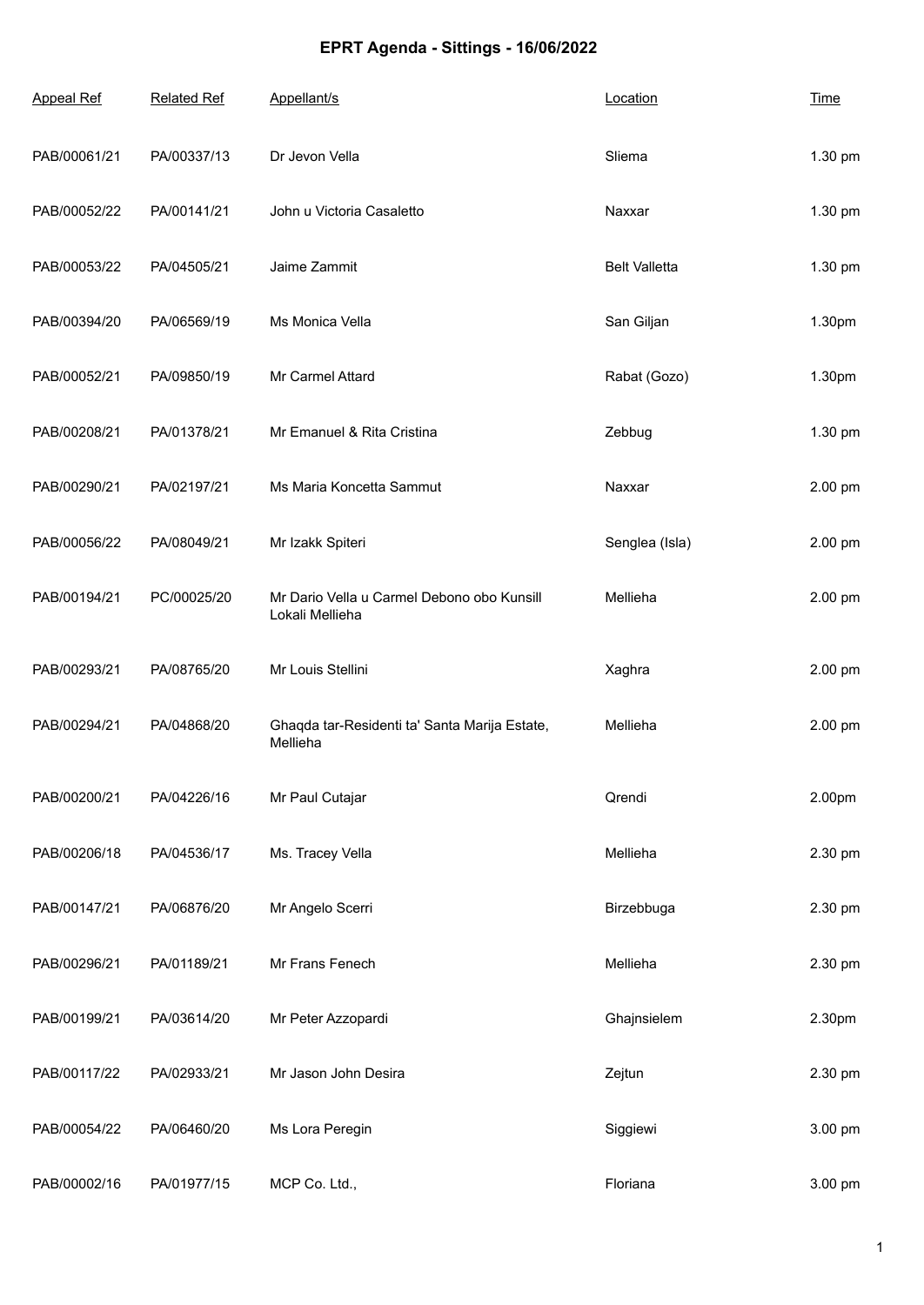# EPRT Agenda - Sittings - 16/06/2022

| Appeal Ref | Related Ref | Appellant/s | Location | Time |
|---|---|---|---|---|
| PAB/00061/21 | PA/00337/13 | Dr Jevon Vella | Sliema | 1.30 pm |
| PAB/00052/22 | PA/00141/21 | John u Victoria Casaletto | Naxxar | 1.30 pm |
| PAB/00053/22 | PA/04505/21 | Jaime Zammit | Belt Valletta | 1.30 pm |
| PAB/00394/20 | PA/06569/19 | Ms Monica Vella | San Giljan | 1.30pm |
| PAB/00052/21 | PA/09850/19 | Mr Carmel Attard | Rabat (Gozo) | 1.30pm |
| PAB/00208/21 | PA/01378/21 | Mr Emanuel & Rita Cristina | Zebbug | 1.30 pm |
| PAB/00290/21 | PA/02197/21 | Ms Maria Koncetta Sammut | Naxxar | 2.00 pm |
| PAB/00056/22 | PA/08049/21 | Mr Izakk Spiteri | Senglea (Isla) | 2.00 pm |
| PAB/00194/21 | PC/00025/20 | Mr Dario Vella u Carmel Debono obo Kunsill Lokali Mellieha | Mellieha | 2.00 pm |
| PAB/00293/21 | PA/08765/20 | Mr Louis Stellini | Xaghra | 2.00 pm |
| PAB/00294/21 | PA/04868/20 | Ghaqda tar-Residenti ta' Santa Marija Estate, Mellieha | Mellieha | 2.00 pm |
| PAB/00200/21 | PA/04226/16 | Mr Paul Cutajar | Qrendi | 2.00pm |
| PAB/00206/18 | PA/04536/17 | Ms. Tracey Vella | Mellieha | 2.30 pm |
| PAB/00147/21 | PA/06876/20 | Mr Angelo Scerri | Birzebbuga | 2.30 pm |
| PAB/00296/21 | PA/01189/21 | Mr Frans Fenech | Mellieha | 2.30 pm |
| PAB/00199/21 | PA/03614/20 | Mr Peter Azzopardi | Ghajnsielem | 2.30pm |
| PAB/00117/22 | PA/02933/21 | Mr Jason John Desira | Zejtun | 2.30 pm |
| PAB/00054/22 | PA/06460/20 | Ms Lora Peregin | Siggiewi | 3.00 pm |
| PAB/00002/16 | PA/01977/15 | MCP Co. Ltd., | Floriana | 3.00 pm |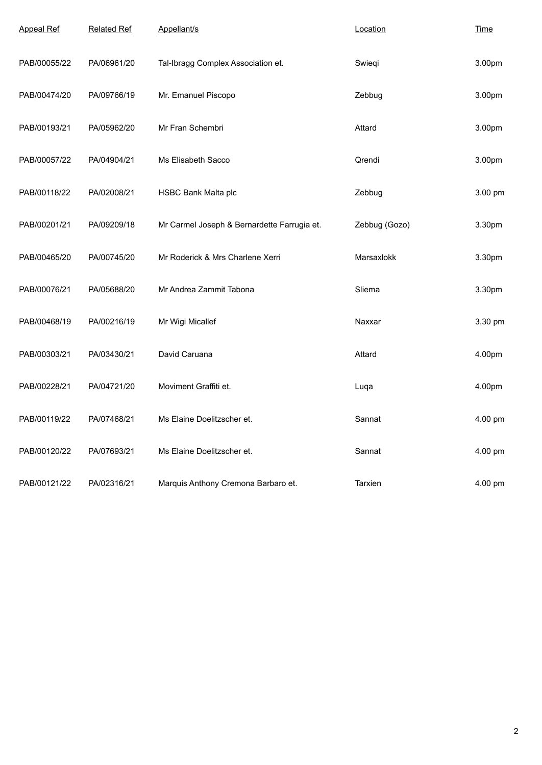| Appeal Ref | Related Ref | Appellant/s | Location | Time |
| --- | --- | --- | --- | --- |
| PAB/00055/22 | PA/06961/20 | Tal-Ibragg Complex Association et. | Swieqi | 3.00pm |
| PAB/00474/20 | PA/09766/19 | Mr. Emanuel Piscopo | Zebbug | 3.00pm |
| PAB/00193/21 | PA/05962/20 | Mr Fran Schembri | Attard | 3.00pm |
| PAB/00057/22 | PA/04904/21 | Ms Elisabeth Sacco | Qrendi | 3.00pm |
| PAB/00118/22 | PA/02008/21 | HSBC Bank Malta plc | Zebbug | 3.00 pm |
| PAB/00201/21 | PA/09209/18 | Mr Carmel Joseph & Bernardette Farrugia et. | Zebbug (Gozo) | 3.30pm |
| PAB/00465/20 | PA/00745/20 | Mr Roderick & Mrs Charlene Xerri | Marsaxlokk | 3.30pm |
| PAB/00076/21 | PA/05688/20 | Mr Andrea Zammit Tabona | Sliema | 3.30pm |
| PAB/00468/19 | PA/00216/19 | Mr Wigi Micallef | Naxxar | 3.30 pm |
| PAB/00303/21 | PA/03430/21 | David Caruana | Attard | 4.00pm |
| PAB/00228/21 | PA/04721/20 | Moviment Graffiti et. | Luqa | 4.00pm |
| PAB/00119/22 | PA/07468/21 | Ms Elaine Doelitzscher et. | Sannat | 4.00 pm |
| PAB/00120/22 | PA/07693/21 | Ms Elaine Doelitzscher et. | Sannat | 4.00 pm |
| PAB/00121/22 | PA/02316/21 | Marquis Anthony Cremona Barbaro et. | Tarxien | 4.00 pm |